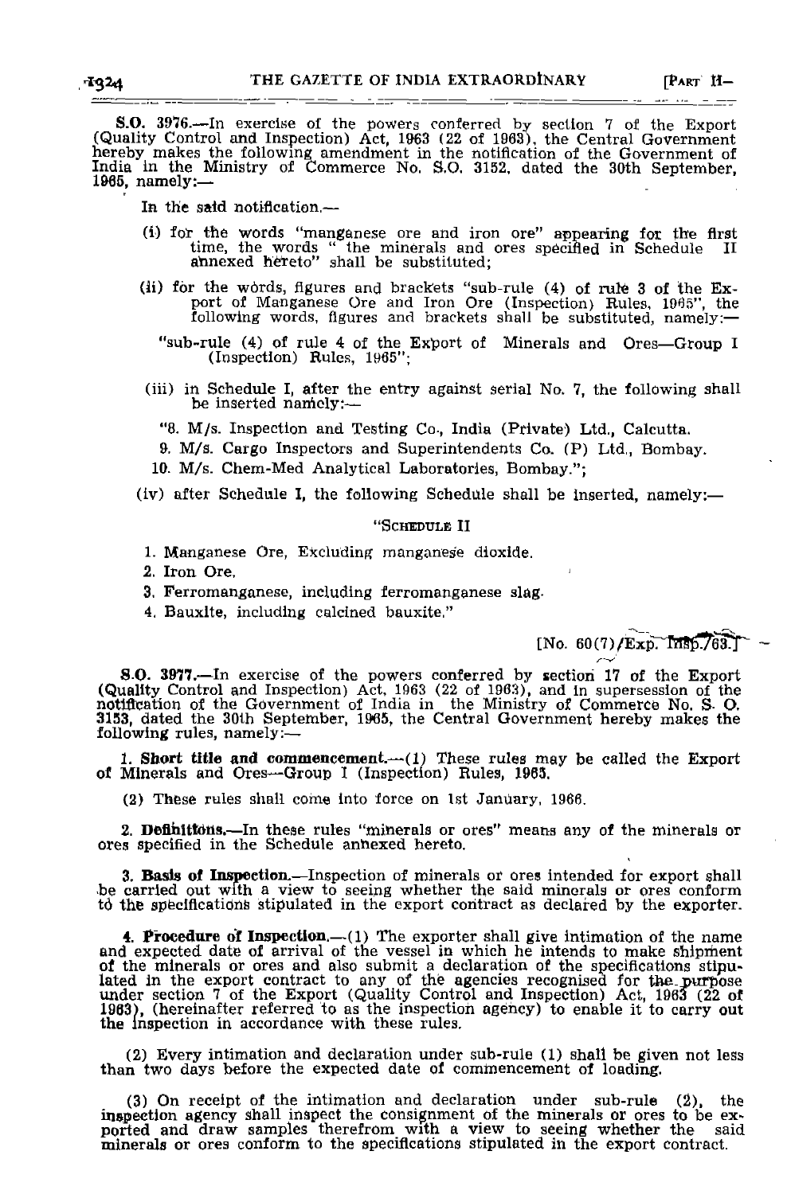S.O. 3976.—In exercise of the powers conferred by section 7 of the Export (Quality Control and Inspection) Act, 1963 (22 of 1963), the Central Government hereby makes the following amendment in the notification of the Government of India in the Ministry of Commerce No. S.O. 3152, dated the 30th September, 1965, namely:—

In the said notification,—

(i) for the words "manganese ore and iron ore" appearing for the first time, the words " the minerals and ores specified in Schedule II annexed hereto" shall be substituted;

(ii) for the words, figures and brackets "sub-rule (4) of rule 3 of the Export of Manganese Ore and Iron Ore (Inspection) Rules, 1965", the following words, figures and brackets shall be substituted, namely:—

"sub-rule (4) of rule 4 of the Export of Minerals and Ores—Group I (Inspection) Rules, 1965";

(iii) in Schedule I, after the entry against serial No. 7, the following shall be inserted namely:—

"8. M/s. Inspection and Testing Co., India (Private) Ltd., Calcutta.

9. M/s. Cargo Inspectors and Superintendents Co. (P) Ltd., Bombay.

10. M/s. Chem-Med Analytical Laboratories, Bombay.";

(iv) after Schedule I, the following Schedule shall be inserted, namely:—

"SCHEDULE II

1. Manganese Ore, Excluding manganese dioxide.
2. Iron Ore.
3. Ferromanganese, including ferromanganese slag.
4. Bauxite, including calcined bauxite."

[No. 60(7)/Exp. Insp./63.]

S.O. 3977.—In exercise of the powers conferred by section 17 of the Export (Quality Control and Inspection) Act, 1963 (22 of 1963), and in supersession of the notification of the Government of India in the Ministry of Commerce No. S. O. 3153, dated the 30th September, 1965, the Central Government hereby makes the following rules, namely:—

1. **Short title and commencement.**—(1) These rules may be called the Export of Minerals and Ores—Group I (Inspection) Rules, 1965.

(2) These rules shall come into force on 1st January, 1966.

2. **Definitions.**—In these rules "minerals or ores" means any of the minerals or ores specified in the Schedule annexed hereto.

3. **Basis of Inspection.**—Inspection of minerals or ores intended for export shall be carried out with a view to seeing whether the said minerals or ores conform to the specifications stipulated in the export contract as declared by the exporter.

4. **Procedure of Inspection.**—(1) The exporter shall give intimation of the name and expected date of arrival of the vessel in which he intends to make shipment of the minerals or ores and also submit a declaration of the specifications stipulated in the export contract to any of the agencies recognised for the purpose under section 7 of the Export (Quality Control and Inspection) Act, 1963 (22 of 1963), (hereinafter referred to as the inspection agency) to enable it to carry out the inspection in accordance with these rules.

(2) Every intimation and declaration under sub-rule (1) shall be given not less than two days before the expected date of commencement of loading.

(3) On receipt of the intimation and declaration under sub-rule (2), the inspection agency shall inspect the consignment of the minerals or ores to be exported and draw samples therefrom with a view to seeing whether the said minerals or ores conform to the specifications stipulated in the export contract.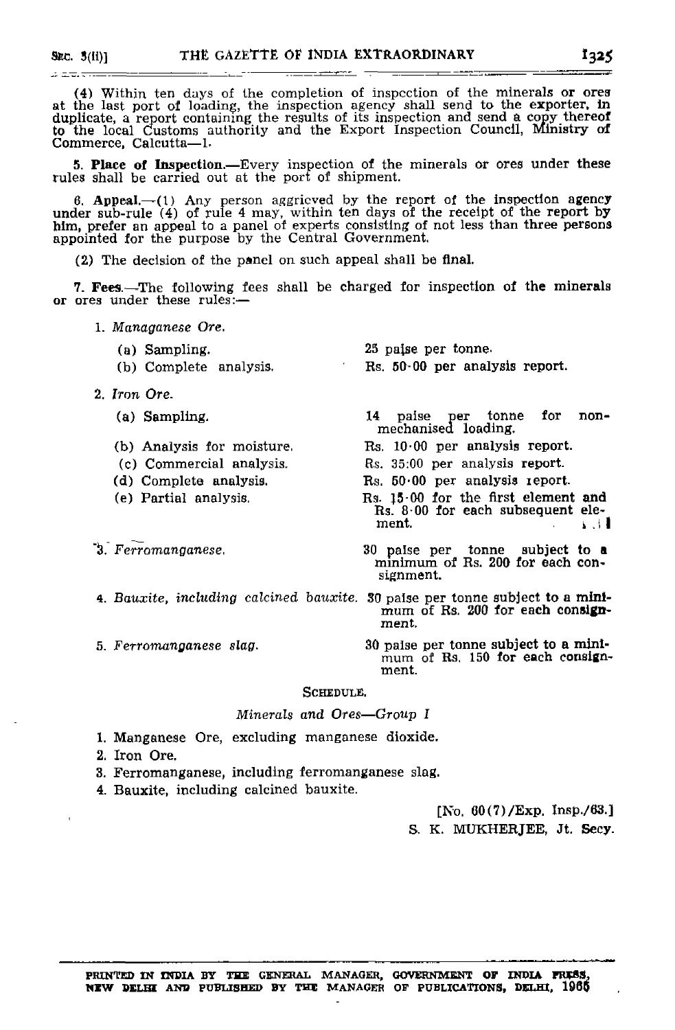(4) Within ten days of the completion of inspection of the minerals or ores at the last port of loading, the inspection agency shall send to the exporter, in duplicate, a report containing the results of its inspection and send a copy thereof to the local Customs authority and the Export Inspection Council, Ministry of Commerce, Calcutta—1.

**5. Place of Inspection.**—Every inspection of the minerals or ores under these rules shall be carried out at the port of shipment.

**6. Appeal.**—(1) Any person aggrieved by the report of the inspection agency under sub-rule (4) of rule 4 may, within ten days of the receipt of the report by him, prefer an appeal to a panel of experts consisting of not less than three persons appointed for the purpose by the Central Government.

(2) The decision of the panel on such appeal shall be final.

**7. Fees.**—The following fees shall be charged for inspection of the minerals or ores under these rules:—

| | |
|---|---|
| 1. *Managanese Ore.* | |
| (a) Sampling. | 25 paise per tonne. |
| (b) Complete analysis. | Rs. 50·00 per analysis report. |
| 2. *Iron Ore.* | |
| (a) Sampling. | 14 paise per tonne for non-mechanised loading. |
| (b) Analysis for moisture. | Rs. 10·00 per analysis report. |
| (c) Commercial analysis. | Rs. 35:00 per analysis report. |
| (d) Complete analysis. | Rs. 50·00 per analysis report. |
| (e) Partial analysis. | Rs. 15·00 for the first element and Rs. 8·00 for each subsequent element. |
| 3. *Ferromanganese.* | 30 paise per tonne subject to a minimum of Rs. 200 for each consignment. |
| 4. *Bauxite, including calcined bauxite.* | 30 paise per tonne subject to a minimum of Rs. 200 for each consignment. |
| 5. *Ferromanganese slag.* | 30 paise per tonne subject to a minimum of Rs. 150 for each consignment. |

## SCHEDULE.

*Minerals and Ores—Group I*

1. Manganese Ore, excluding manganese dioxide.
2. Iron Ore.
3. Ferromanganese, including ferromanganese slag.
4. Bauxite, including calcined bauxite.

[No. 60(7)/Exp. Insp./63.]

S. K. MUKHERJEE, Jt. Secy.

PRINTED IN INDIA BY THE GENERAL MANAGER, GOVERNMENT OF INDIA PRESS, NEW DELHI AND PUBLISHED BY THE MANAGER OF PUBLICATIONS, DELHI, 1966